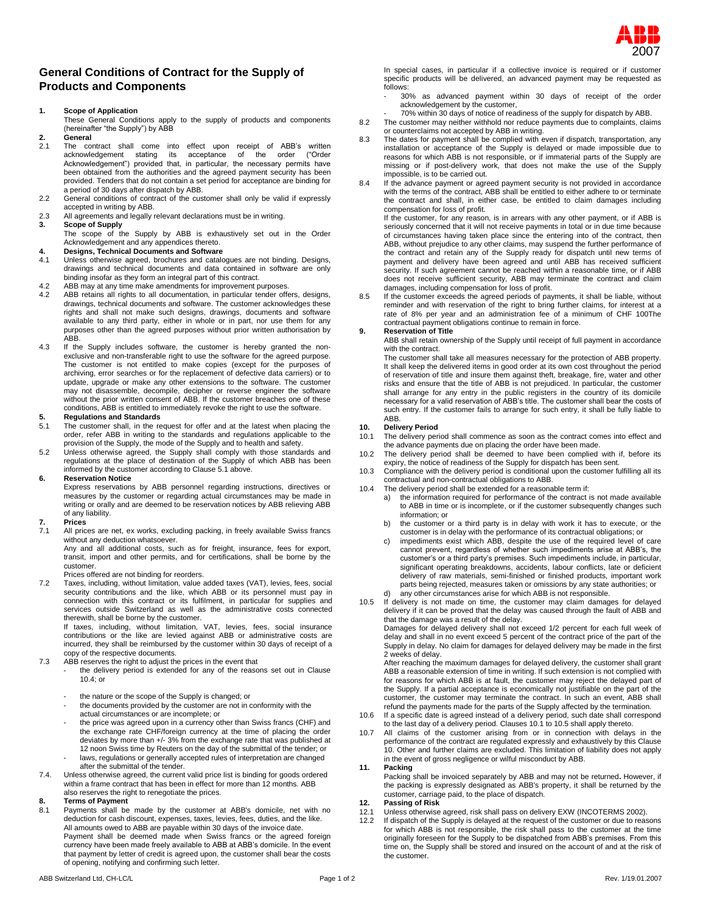# General Conditions of Contract for the Supply of Products and Components

**1. Scope of Application**

These General Conditions apply to the supply of products and components (hereinafter "the Supply") by ABB

**2. General**

2.1 The contract shall come into effect upon receipt of ABB's written acknowledgement stating its acceptance of the order ("Order Acknowledgement") provided that, in particular, the necessary permits have been obtained from the authorities and the agreed payment security has been provided. Tenders that do not contain a set period for acceptance are binding for a period of 30 days after dispatch by ABB.

2.2 General conditions of contract of the customer shall only be valid if expressly accepted in writing by ABB.

2.3 All agreements and legally relevant declarations must be in writing.

**3. Scope of Supply**

The scope of the Supply by ABB is exhaustively set out in the Order Acknowledgement and any appendices thereto.

**4. Designs, Technical Documents and Software**

4.1 Unless otherwise agreed, brochures and catalogues are not binding. Designs, drawings and technical documents and data contained in software are only binding insofar as they form an integral part of this contract.

4.2 ABB may at any time make amendments for improvement purposes.

4.2 ABB retains all rights to all documentation, in particular tender offers, designs, drawings, technical documents and software. The customer acknowledges these rights and shall not make such designs, drawings, documents and software available to any third party, either in whole or in part, nor use them for any purposes other than the agreed purposes without prior written authorisation by ABB.

4.3 If the Supply includes software, the customer is hereby granted the non-exclusive and non-transferable right to use the software for the agreed purpose. The customer is not entitled to make copies (except for the purposes of archiving, error searches or for the replacement of defective data carriers) or to update, upgrade or make any other extensions to the software. The customer may not disassemble, decompile, decipher or reverse engineer the software without the prior written consent of ABB. If the customer breaches one of these conditions, ABB is entitled to immediately revoke the right to use the software.

**5. Regulations and Standards**

5.1 The customer shall, in the request for offer and at the latest when placing the order, refer ABB in writing to the standards and regulations applicable to the provision of the Supply, the mode of the Supply and to health and safety.

5.2 Unless otherwise agreed, the Supply shall comply with those standards and regulations at the place of destination of the Supply of which ABB has been informed by the customer according to Clause 5.1 above.

**6. Reservation Notice**

Express reservations by ABB personnel regarding instructions, directives or measures by the customer or regarding actual circumstances may be made in writing or orally and are deemed to be reservation notices by ABB relieving ABB of any liability.

**7. Prices**

7.1 All prices are net, ex works, excluding packing, in freely available Swiss francs without any deduction whatsoever.

Any and all additional costs, such as for freight, insurance, fees for export, transit, import and other permits, and for certifications, shall be borne by the customer.

Prices offered are not binding for reorders.

7.2 Taxes, including, without limitation, value added taxes (VAT), levies, fees, social security contributions and the like, which ABB or its personnel must pay in connection with this contract or its fulfilment, in particular for supplies and services outside Switzerland as well as the administrative costs connected therewith, shall be borne by the customer.

If taxes, including, without limitation, VAT, levies, fees, social insurance contributions or the like are levied against ABB or administrative costs are incurred, they shall be reimbursed by the customer within 30 days of receipt of a copy of the respective documents.

7.3 ABB reserves the right to adjust the prices in the event that

- the delivery period is extended for any of the reasons set out in Clause 10.4; or
- the nature or the scope of the Supply is changed; or
- the documents provided by the customer are not in conformity with the actual circumstances or are incomplete; or
- the price was agreed upon in a currency other than Swiss francs (CHF) and the exchange rate CHF/foreign currency at the time of placing the order deviates by more than +/- 3% from the exchange rate that was published at 12 noon Swiss time by Reuters on the day of the submittal of the tender; or
- laws, regulations or generally accepted rules of interpretation are changed after the submittal of the tender.

7.4. Unless otherwise agreed, the current valid price list is binding for goods ordered within a frame contract that has been in effect for more than 12 months. ABB also reserves the right to renegotiate the prices.

**8. Terms of Payment**

8.1 Payments shall be made by the customer at ABB's domicile, net with no deduction for cash discount, expenses, taxes, levies, fees, duties, and the like.

All amounts owed to ABB are payable within 30 days of the invoice date.

Payment shall be deemed made when Swiss francs or the agreed foreign currency have been made freely available to ABB at ABB's domicile. In the event that payment by letter of credit is agreed upon, the customer shall bear the costs of opening, notifying and confirming such letter.

In special cases, in particular if a collective invoice is required or if customer specific products will be delivered, an advanced payment may be requested as follows:

- 30% as advanced payment within 30 days of receipt of the order acknowledgement by the customer,
- 70% within 30 days of notice of readiness of the supply for dispatch by ABB.

8.2 The customer may neither withhold nor reduce payments due to complaints, claims or counterclaims not accepted by ABB in writing.

8.3 The dates for payment shall be complied with even if dispatch, transportation, any installation or acceptance of the Supply is delayed or made impossible due to reasons for which ABB is not responsible, or if immaterial parts of the Supply are missing or if post-delivery work, that does not make the use of the Supply impossible, is to be carried out.

8.4 If the advance payment or agreed payment security is not provided in accordance with the terms of the contract, ABB shall be entitled to either adhere to or terminate the contract and shall, in either case, be entitled to claim damages including compensation for loss of profit.

If the customer, for any reason, is in arrears with any other payment, or if ABB is seriously concerned that it will not receive payments in total or in due time because of circumstances having taken place since the entering into of the contract, then ABB, without prejudice to any other claims, may suspend the further performance of the contract and retain any of the Supply ready for dispatch until new terms of payment and delivery have been agreed and until ABB has received sufficient security. If such agreement cannot be reached within a reasonable time, or if ABB does not receive sufficient security, ABB may terminate the contract and claim damages, including compensation for loss of profit.

8.5 If the customer exceeds the agreed periods of payments, it shall be liable, without reminder and with reservation of the right to bring further claims, for interest at a rate of 8% per year and an administration fee of a minimum of CHF 100The contractual payment obligations continue to remain in force.

**9. Reservation of Title**

ABB shall retain ownership of the Supply until receipt of full payment in accordance with the contract.

The customer shall take all measures necessary for the protection of ABB property. It shall keep the delivered items in good order at its own cost throughout the period of reservation of title and insure them against theft, breakage, fire, water and other risks and ensure that the title of ABB is not prejudiced. In particular, the customer shall arrange for any entry in the public registers in the country of its domicile necessary for a valid reservation of ABB's title. The customer shall bear the costs of such entry. If the customer fails to arrange for such entry, it shall be fully liable to ABB.

**10. Delivery Period**

10.1 The delivery period shall commence as soon as the contract comes into effect and the advance payments due on placing the order have been made.

10.2 The delivery period shall be deemed to have been complied with if, before its expiry, the notice of readiness of the Supply for dispatch has been sent.

10.3 Compliance with the delivery period is conditional upon the customer fulfilling all its contractual and non-contractual obligations to ABB.

10.4 The delivery period shall be extended for a reasonable term if:

a) the information required for performance of the contract is not made available to ABB in time or is incomplete, or if the customer subsequently changes such information; or

b) the customer or a third party is in delay with work it has to execute, or the customer is in delay with the performance of its contractual obligations; or

c) impediments exist which ABB, despite the use of the required level of care cannot prevent, regardless of whether such impediments arise at ABB's, the customer's or a third party's premises. Such impediments include, in particular, significant operating breakdowns, accidents, labour conflicts, late or deficient delivery of raw materials, semi-finished or finished products, important work parts being rejected, measures taken or omissions by any state authorities; or

d) any other circumstances arise for which ABB is not responsible.

10.5 If delivery is not made on time, the customer may claim damages for delayed delivery if it can be proved that the delay was caused through the fault of ABB and that the damage was a result of the delay.

Damages for delayed delivery shall not exceed 1/2 percent for each full week of delay and shall in no event exceed 5 percent of the contract price of the part of the Supply in delay. No claim for damages for delayed delivery may be made in the first 2 weeks of delay.

After reaching the maximum damages for delayed delivery, the customer shall grant ABB a reasonable extension of time in writing. If such extension is not complied with for reasons for which ABB is at fault, the customer may reject the delayed part of the Supply. If a partial acceptance is economically not justifiable on the part of the customer, the customer may terminate the contract. In such an event, ABB shall refund the payments made for the parts of the Supply affected by the termination.

10.6 If a specific date is agreed instead of a delivery period, such date shall correspond to the last day of a delivery period. Clauses 10.1 to 10.5 shall apply thereto.

10.7 All claims of the customer arising from or in connection with delays in the performance of the contract are regulated expressly and exhaustively by this Clause 10. Other and further claims are excluded. This limitation of liability does not apply in the event of gross negligence or wilful misconduct by ABB.

**11. Packing**

Packing shall be invoiced separately by ABB and may not be returned**.** However, if the packing is expressly designated as ABB's property, it shall be returned by the customer, carriage paid, to the place of dispatch.

**12. Passing of Risk**

12.1 Unless otherwise agreed, risk shall pass on delivery EXW (INCOTERMS 2002).

12.2 If dispatch of the Supply is delayed at the request of the customer or due to reasons for which ABB is not responsible, the risk shall pass to the customer at the time originally foreseen for the Supply to be dispatched from ABB's premises. From this time on, the Supply shall be stored and insured on the account of and at the risk of the customer.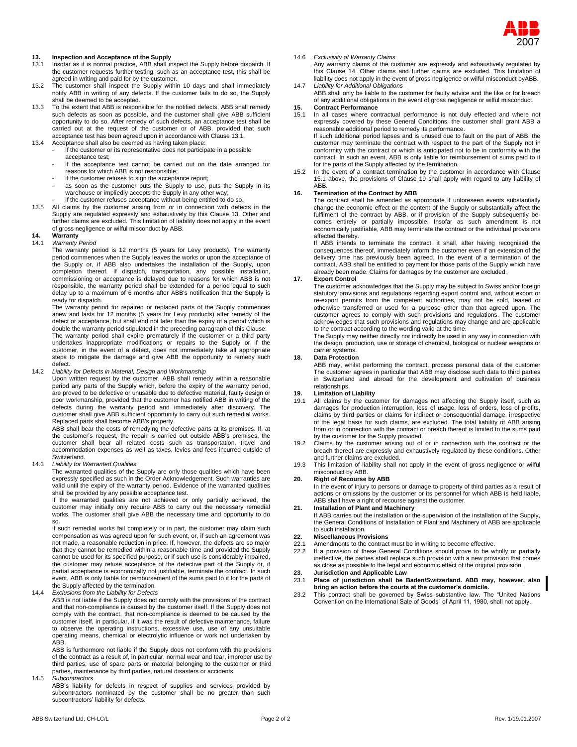## 13. Inspection and Acceptance of the Supply

13.1 Insofar as it is normal practice, ABB shall inspect the Supply before dispatch. If the customer requests further testing, such as an acceptance test, this shall be agreed in writing and paid for by the customer.

13.2 The customer shall inspect the Supply within 10 days and shall immediately notify ABB in writing of any defects. If the customer fails to do so, the Supply shall be deemed to be accepted.

13.3 To the extent that ABB is responsible for the notified defects, ABB shall remedy such defects as soon as possible, and the customer shall give ABB sufficient opportunity to do so. After remedy of such defects, an acceptance test shall be carried out at the request of the customer or of ABB, provided that such acceptance test has been agreed upon in accordance with Clause 13.1.

13.4 Acceptance shall also be deemed as having taken place:
- if the customer or its representative does not participate in a possible acceptance test;
- if the acceptance test cannot be carried out on the date arranged for reasons for which ABB is not responsible;
- if the customer refuses to sign the acceptance report;
- as soon as the customer puts the Supply to use, puts the Supply in its warehouse or impliedly accepts the Supply in any other way;
- if the customer refuses acceptance without being entitled to do so.

13.5 All claims by the customer arising from or in connection with defects in the Supply are regulated expressly and exhaustively by this Clause 13. Other and further claims are excluded. This limitation of liability does not apply in the event of gross negligence or wilful misconduct by ABB.

## 14. Warranty

14.1 *Warranty Period*

The warranty period is 12 months (5 years for Levy products). The warranty period commences when the Supply leaves the works or upon the acceptance of the Supply or, if ABB also undertakes the installation of the Supply, upon completion thereof. If dispatch, transportation, any possible installation, commissioning or acceptance is delayed due to reasons for which ABB is not responsible, the warranty period shall be extended for a period equal to such delay up to a maximum of 6 months after ABB's notification that the Supply is ready for dispatch.

The warranty period for repaired or replaced parts of the Supply commences anew and lasts for 12 months (5 years for Levy products) after remedy of the defect or acceptance, but shall end not later than the expiry of a period which is double the warranty period stipulated in the preceding paragraph of this Clause.

The warranty period shall expire prematurely if the customer or a third party undertakes inappropriate modifications or repairs to the Supply or if the customer, in the event of a defect, does not immediately take all appropriate steps to mitigate the damage and give ABB the opportunity to remedy such defect.

14.2 *Liability for Defects in Material, Design and Workmanship*

Upon written request by the customer, ABB shall remedy within a reasonable period any parts of the Supply which, before the expiry of the warranty period, are proved to be defective or unusable due to defective material, faulty design or poor workmanship, provided that the customer has notified ABB in writing of the defects during the warranty period and immediately after discovery. The customer shall give ABB sufficient opportunity to carry out such remedial works. Replaced parts shall become ABB's property.

ABB shall bear the costs of remedying the defective parts at its premises. If, at the customer's request, the repair is carried out outside ABB's premises, the customer shall bear all related costs such as transportation, travel and accommodation expenses as well as taxes, levies and fees incurred outside of Switzerland.

14.3 *Liability for Warranted Qualities*

The warranted qualities of the Supply are only those qualities which have been expressly specified as such in the Order Acknowledgement. Such warranties are valid until the expiry of the warranty period. Evidence of the warranted qualities shall be provided by any possible acceptance test.

If the warranted qualities are not achieved or only partially achieved, the customer may initially only require ABB to carry out the necessary remedial works. The customer shall give ABB the necessary time and opportunity to do so.

If such remedial works fail completely or in part, the customer may claim such compensation as was agreed upon for such event, or, if such an agreement was not made, a reasonable reduction in price. If, however, the defects are so major that they cannot be remedied within a reasonable time and provided the Supply cannot be used for its specified purpose, or if such use is considerably impaired, the customer may refuse acceptance of the defective part of the Supply or, if partial acceptance is economically not justifiable, terminate the contract. In such event, ABB is only liable for reimbursement of the sums paid to it for the parts of the Supply affected by the termination.

14.4 *Exclusions from the Liability for Defects*

ABB is not liable if the Supply does not comply with the provisions of the contract and that non-compliance is caused by the customer itself. If the Supply does not comply with the contract, that non-compliance is deemed to be caused by the customer itself, in particular, if it was the result of defective maintenance, failure to observe the operating instructions, excessive use, use of any unsuitable operating means, chemical or electrolytic influence or work not undertaken by ABB.

ABB is furthermore not liable if the Supply does not conform with the provisions of the contract as a result of, in particular, normal wear and tear, improper use by third parties, use of spare parts or material belonging to the customer or third parties, maintenance by third parties, natural disasters or accidents.

14.5 *Subcontractors*

ABB's liability for defects in respect of supplies and services provided by subcontractors nominated by the customer shall be no greater than such subcontractors' liability for defects.

14.6 *Exclusivity of Warranty Claims*

Any warranty claims of the customer are expressly and exhaustively regulated by this Clause 14. Other claims and further claims are excluded. This limitation of liability does not apply in the event of gross negligence or wilful misconduct byABB.

14.7 *Liability for Additional Obligations*

ABB shall only be liable to the customer for faulty advice and the like or for breach of any additional obligations in the event of gross negligence or wilful misconduct.

## 15. Contract Performance

15.1 In all cases where contractual performance is not duly effected and where not expressly covered by these General Conditions, the customer shall grant ABB a reasonable additional period to remedy its performance.

If such additional period lapses and is unused due to fault on the part of ABB, the customer may terminate the contract with respect to the part of the Supply not in conformity with the contract or which is anticipated not to be in conformity with the contract. In such an event, ABB is only liable for reimbursement of sums paid to it for the parts of the Supply affected by the termination.

15.2 In the event of a contract termination by the customer in accordance with Clause 15.1 above, the provisions of Clause 19 shall apply with regard to any liability of ABB.

## 16. Termination of the Contract by ABB

The contract shall be amended as appropriate if unforeseen events substantially change the economic effect or the content of the Supply or substantially affect the fulfilment of the contract by ABB, or if provision of the Supply subsequently becomes entirely or partially impossible. Insofar as such amendment is not economically justifiable, ABB may terminate the contract or the individual provisions affected thereby.

If ABB intends to terminate the contract, it shall, after having recognised the consequences thereof, immediately inform the customer even if an extension of the delivery time has previously been agreed. In the event of a termination of the contract, ABB shall be entitled to payment for those parts of the Supply which have already been made. Claims for damages by the customer are excluded.

## 17. Export Control

The customer acknowledges that the Supply may be subject to Swiss and/or foreign statutory provisions and regulations regarding export control and, without export or re-export permits from the competent authorities, may not be sold, leased or otherwise transferred or used for a purpose other than that agreed upon. The customer agrees to comply with such provisions and regulations. The customer acknowledges that such provisions and regulations may change and are applicable to the contract according to the wording valid at the time.

The Supply may neither directly nor indirectly be used in any way in connection with the design, production, use or storage of chemical, biological or nuclear weapons or carrier systems.

## 18. Data Protection

ABB may, whilst performing the contract, process personal data of the customer The customer agrees in particular that ABB may disclose such data to third parties in Switzerland and abroad for the development and cultivation of business relationships.

## 19. Limitation of Liability

19.1 All claims by the customer for damages not affecting the Supply itself, such as damages for production interruption, loss of usage, loss of orders, loss of profits, claims by third parties or claims for indirect or consequential damage, irrespective of the legal basis for such claims, are excluded. The total liability of ABB arising from or in connection with the contract or breach thereof is limited to the sums paid by the customer for the Supply provided.

19.2 Claims by the customer arising out of or in connection with the contract or the breach thereof are expressly and exhaustively regulated by these conditions. Other and further claims are excluded.

19.3 This limitation of liability shall not apply in the event of gross negligence or wilful misconduct by ABB.

## 20. Right of Recourse by ABB

In the event of injury to persons or damage to property of third parties as a result of actions or omissions by the customer or its personnel for which ABB is held liable, ABB shall have a right of recourse against the customer.

## 21. Installation of Plant and Machinery

If ABB carries out the installation or the supervision of the installation of the Supply, the General Conditions of Installation of Plant and Machinery of ABB are applicable to such installation.

## 22. Miscellaneous Provisions

22.1 Amendments to the contract must be in writing to become effective.

22.2 If a provision of these General Conditions should prove to be wholly or partially ineffective, the parties shall replace such provision with a new provision that comes as close as possible to the legal and economic effect of the original provision.

## 23. Jurisdiction and Applicable Law

23.1 **Place of jurisdiction shall be Baden/Switzerland. ABB may, however, also bring an action before the courts at the customer's domicile.**

23.2 This contract shall be governed by Swiss substantive law. The "United Nations Convention on the International Sale of Goods" of April 11, 1980, shall not apply.